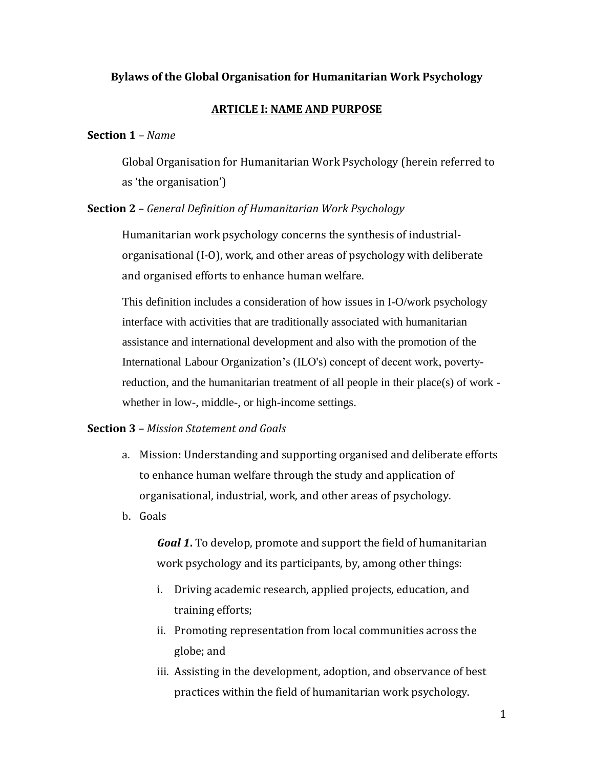# Bylaws of the Global Organisation for Humanitarian Work Psychology

## ARTICLE I: NAME AND PURPOSE

**Section 1** – *Name*

Global Organisation for Humanitarian Work Psychology (herein referred to as 'the organisation')

**Section 2** – *General Definition of Humanitarian Work Psychology*

Humanitarian work psychology concerns the synthesis of industrial-organisational (I-O), work, and other areas of psychology with deliberate and organised efforts to enhance human welfare.

This definition includes a consideration of how issues in I-O/work psychology interface with activities that are traditionally associated with humanitarian assistance and international development and also with the promotion of the International Labour Organization's (ILO's) concept of decent work, poverty-reduction, and the humanitarian treatment of all people in their place(s) of work - whether in low-, middle-, or high-income settings.

**Section 3** – *Mission Statement and Goals*

a. Mission: Understanding and supporting organised and deliberate efforts to enhance human welfare through the study and application of organisational, industrial, work, and other areas of psychology.

b. Goals

   ***Goal 1.*** To develop, promote and support the field of humanitarian work psychology and its participants, by, among other things:

   i. Driving academic research, applied projects, education, and training efforts;
   ii. Promoting representation from local communities across the globe; and
   iii. Assisting in the development, adoption, and observance of best practices within the field of humanitarian work psychology.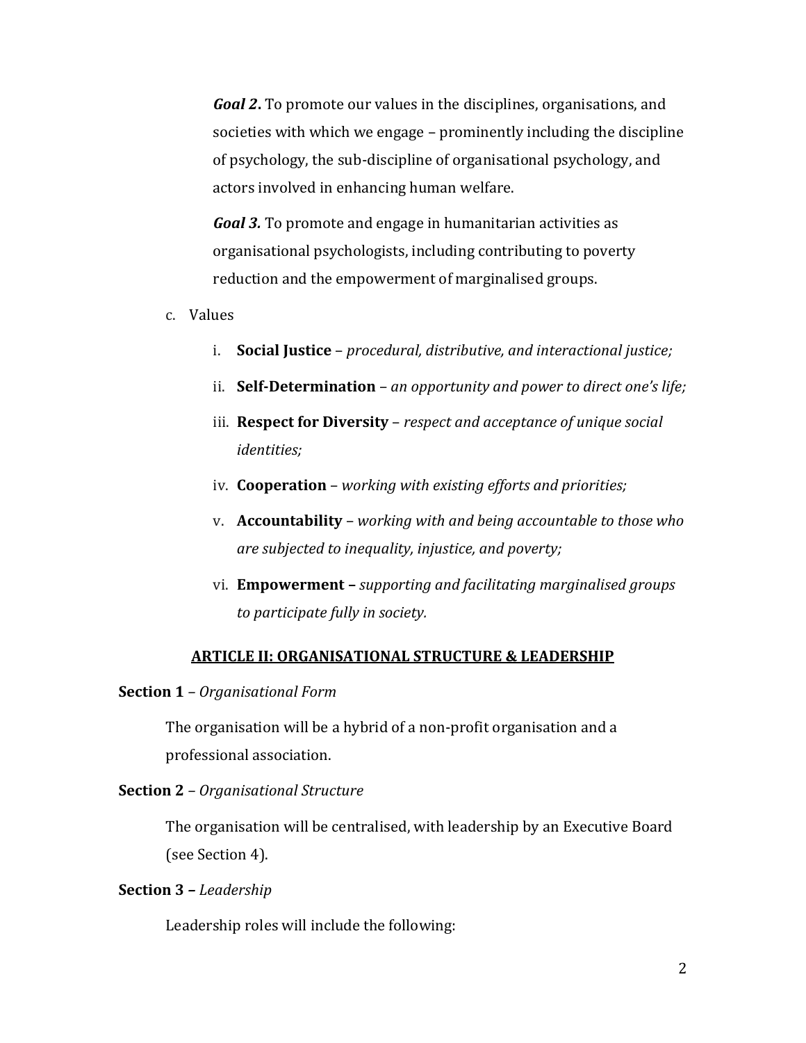***Goal 2*.** To promote our values in the disciplines, organisations, and societies with which we engage – prominently including the discipline of psychology, the sub-discipline of organisational psychology, and actors involved in enhancing human welfare.

***Goal 3.*** To promote and engage in humanitarian activities as organisational psychologists, including contributing to poverty reduction and the empowerment of marginalised groups.

c. Values

   i. **Social Justice** – *procedural, distributive, and interactional justice;*

   ii. **Self-Determination** – *an opportunity and power to direct one's life;*

   iii. **Respect for Diversity** – *respect and acceptance of unique social identities;*

   iv. **Cooperation** – *working with existing efforts and priorities;*

   v. **Accountability** – *working with and being accountable to those who are subjected to inequality, injustice, and poverty;*

   vi. **Empowerment –** *supporting and facilitating marginalised groups to participate fully in society.*

## <u>ARTICLE II: ORGANISATIONAL STRUCTURE & LEADERSHIP</u>

**Section 1** – *Organisational Form*

The organisation will be a hybrid of a non-profit organisation and a professional association.

**Section 2** – *Organisational Structure*

The organisation will be centralised, with leadership by an Executive Board (see Section 4).

**Section 3 –** *Leadership*

Leadership roles will include the following: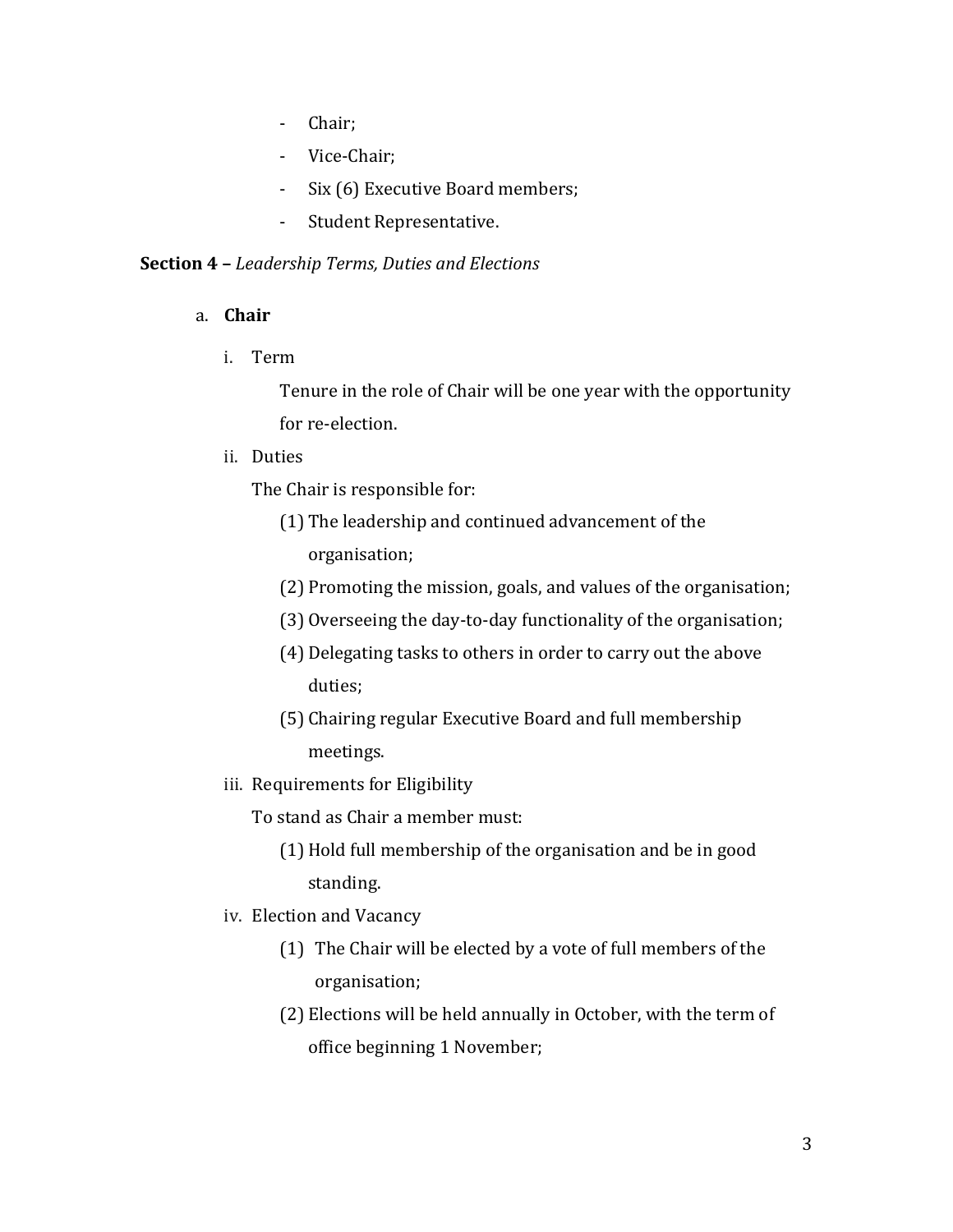- Chair;
- Vice-Chair;
- Six (6) Executive Board members;
- Student Representative.

**Section 4 –** *Leadership Terms, Duties and Elections*

a. **Chair**

i. Term

Tenure in the role of Chair will be one year with the opportunity for re-election.

ii. Duties

The Chair is responsible for:

(1) The leadership and continued advancement of the organisation;

(2) Promoting the mission, goals, and values of the organisation;

(3) Overseeing the day-to-day functionality of the organisation;

(4) Delegating tasks to others in order to carry out the above duties;

(5) Chairing regular Executive Board and full membership meetings.

iii. Requirements for Eligibility

To stand as Chair a member must:

(1) Hold full membership of the organisation and be in good standing.

iv. Election and Vacancy

(1) The Chair will be elected by a vote of full members of the organisation;

(2) Elections will be held annually in October, with the term of office beginning 1 November;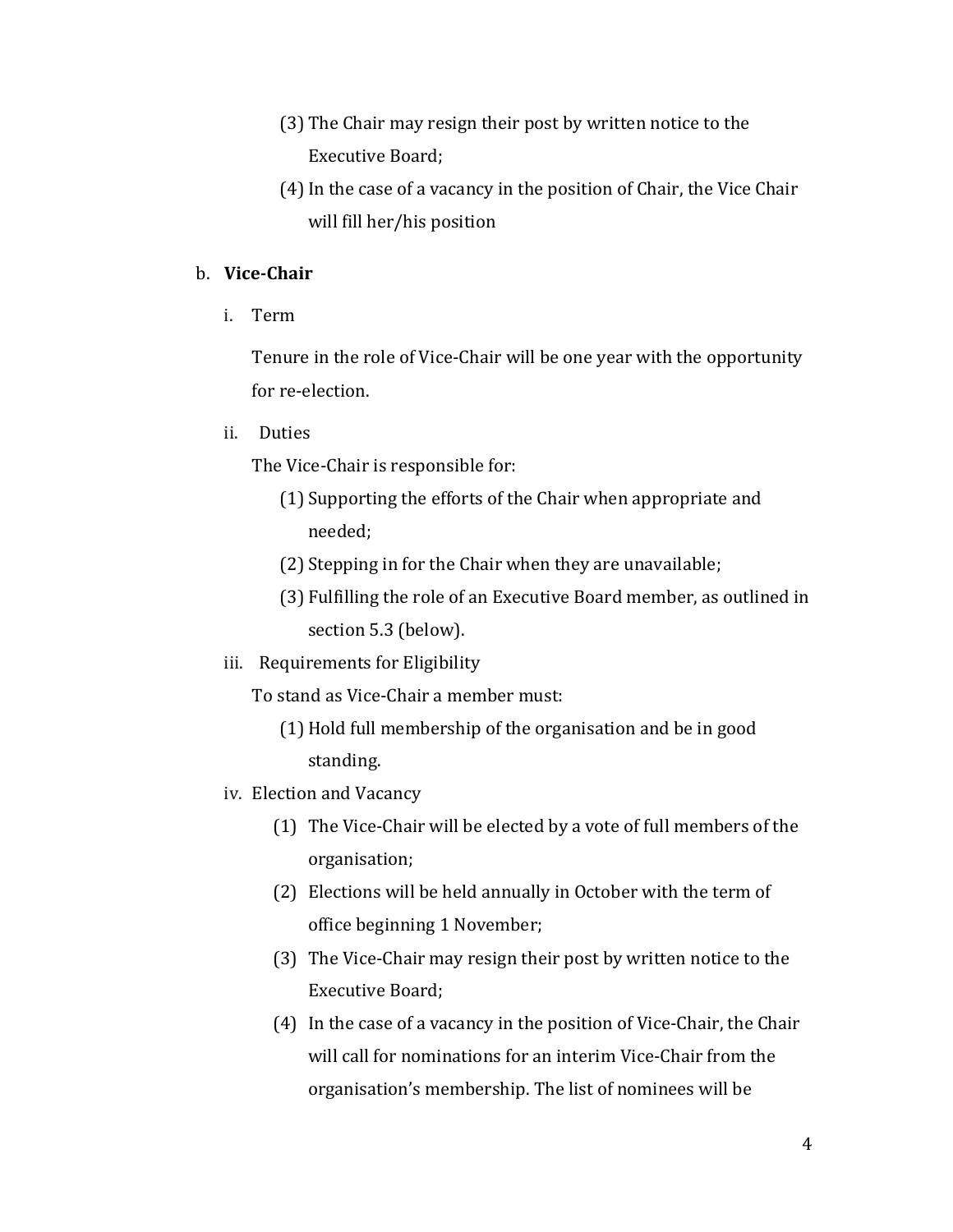(3) The Chair may resign their post by written notice to the Executive Board;

(4) In the case of a vacancy in the position of Chair, the Vice Chair will fill her/his position

b. **Vice-Chair**

i. Term

Tenure in the role of Vice-Chair will be one year with the opportunity for re-election.

ii. Duties

The Vice-Chair is responsible for:

(1) Supporting the efforts of the Chair when appropriate and needed;

(2) Stepping in for the Chair when they are unavailable;

(3) Fulfilling the role of an Executive Board member, as outlined in section 5.3 (below).

iii. Requirements for Eligibility

To stand as Vice-Chair a member must:

(1) Hold full membership of the organisation and be in good standing.

iv. Election and Vacancy

(1) The Vice-Chair will be elected by a vote of full members of the organisation;

(2) Elections will be held annually in October with the term of office beginning 1 November;

(3) The Vice-Chair may resign their post by written notice to the Executive Board;

(4) In the case of a vacancy in the position of Vice-Chair, the Chair will call for nominations for an interim Vice-Chair from the organisation's membership. The list of nominees will be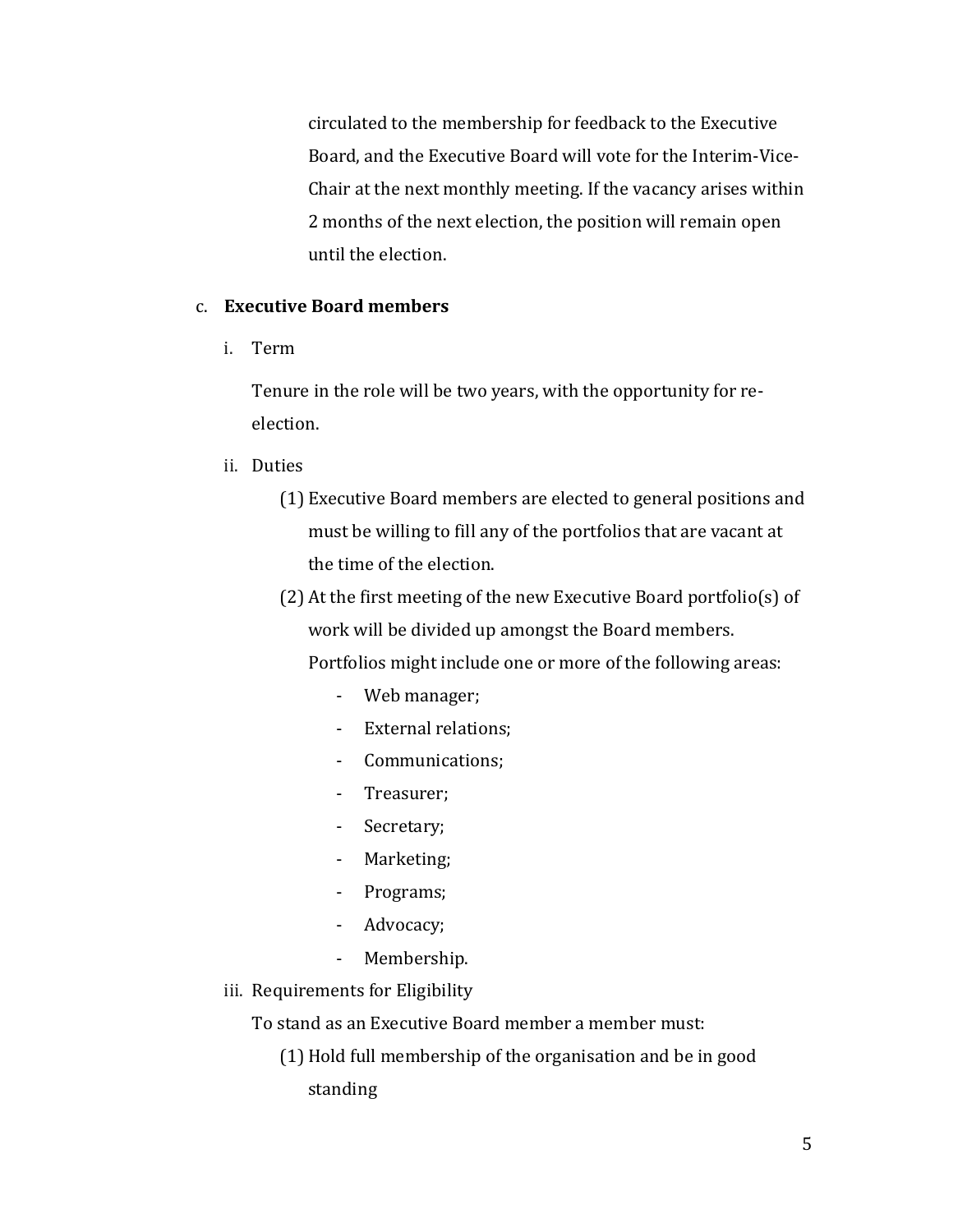circulated to the membership for feedback to the Executive Board, and the Executive Board will vote for the Interim-Vice-Chair at the next monthly meeting. If the vacancy arises within 2 months of the next election, the position will remain open until the election.

c. **Executive Board members**

   i. Term

   Tenure in the role will be two years, with the opportunity for re-election.

   ii. Duties

   (1) Executive Board members are elected to general positions and must be willing to fill any of the portfolios that are vacant at the time of the election.

   (2) At the first meeting of the new Executive Board portfolio(s) of work will be divided up amongst the Board members. Portfolios might include one or more of the following areas:

   - Web manager;
   - External relations;
   - Communications;
   - Treasurer;
   - Secretary;
   - Marketing;
   - Programs;
   - Advocacy;
   - Membership.

   iii. Requirements for Eligibility

   To stand as an Executive Board member a member must:

   (1) Hold full membership of the organisation and be in good standing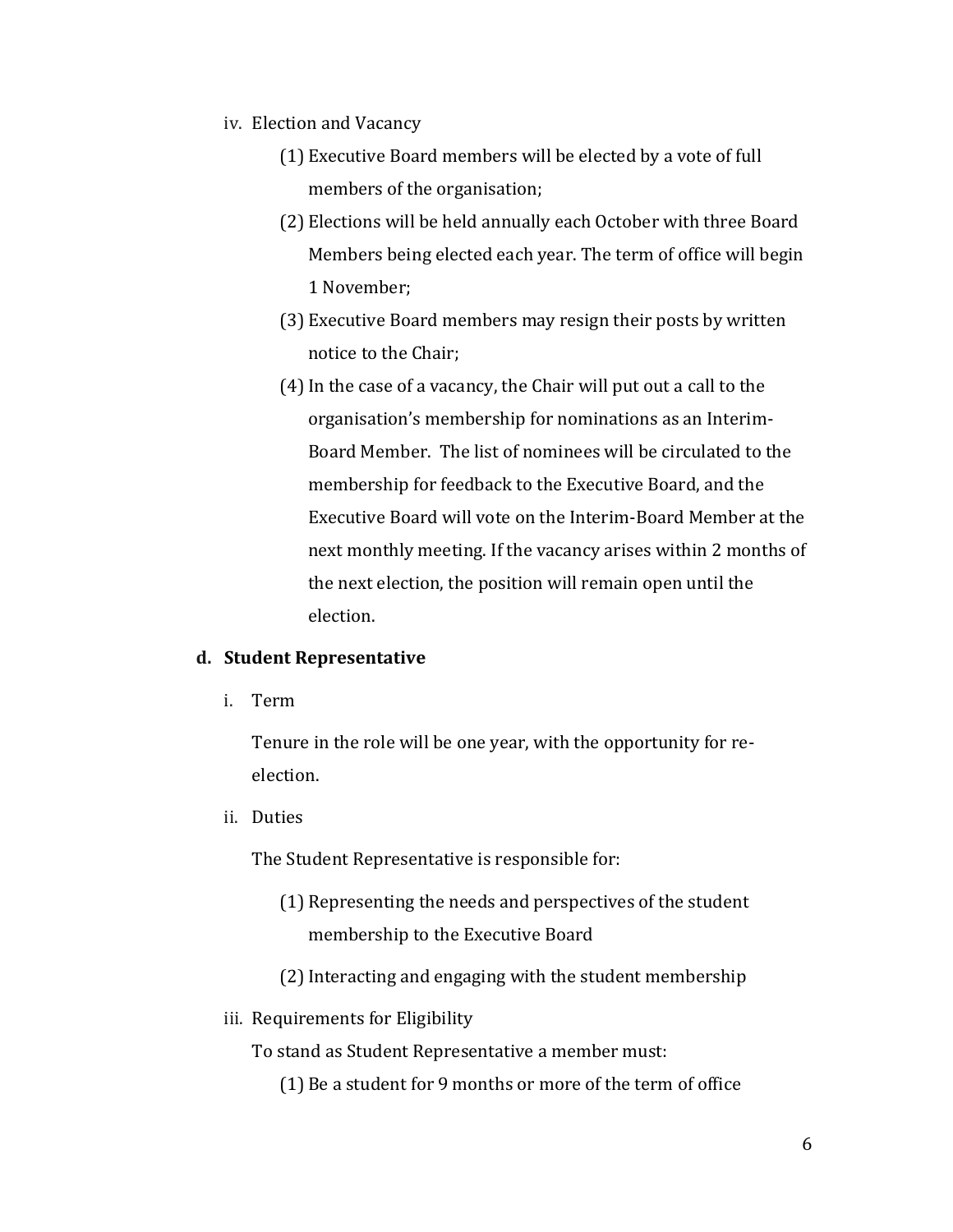iv. Election and Vacancy

(1) Executive Board members will be elected by a vote of full members of the organisation;

(2) Elections will be held annually each October with three Board Members being elected each year. The term of office will begin 1 November;

(3) Executive Board members may resign their posts by written notice to the Chair;

(4) In the case of a vacancy, the Chair will put out a call to the organisation's membership for nominations as an Interim-Board Member. The list of nominees will be circulated to the membership for feedback to the Executive Board, and the Executive Board will vote on the Interim-Board Member at the next monthly meeting. If the vacancy arises within 2 months of the next election, the position will remain open until the election.

**d. Student Representative**

i. Term

Tenure in the role will be one year, with the opportunity for re-election.

ii. Duties

The Student Representative is responsible for:

(1) Representing the needs and perspectives of the student membership to the Executive Board

(2) Interacting and engaging with the student membership

iii. Requirements for Eligibility

To stand as Student Representative a member must:

(1) Be a student for 9 months or more of the term of office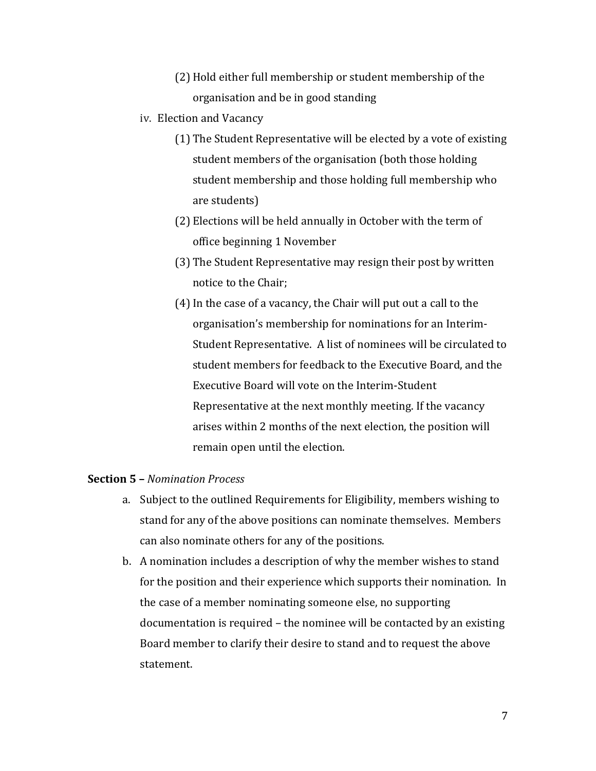(2) Hold either full membership or student membership of the organisation and be in good standing

iv. Election and Vacancy

(1) The Student Representative will be elected by a vote of existing student members of the organisation (both those holding student membership and those holding full membership who are students)

(2) Elections will be held annually in October with the term of office beginning 1 November

(3) The Student Representative may resign their post by written notice to the Chair;

(4) In the case of a vacancy, the Chair will put out a call to the organisation's membership for nominations for an Interim-Student Representative. A list of nominees will be circulated to student members for feedback to the Executive Board, and the Executive Board will vote on the Interim-Student Representative at the next monthly meeting. If the vacancy arises within 2 months of the next election, the position will remain open until the election.

**Section 5 –** *Nomination Process*

a. Subject to the outlined Requirements for Eligibility, members wishing to stand for any of the above positions can nominate themselves. Members can also nominate others for any of the positions.

b. A nomination includes a description of why the member wishes to stand for the position and their experience which supports their nomination. In the case of a member nominating someone else, no supporting documentation is required – the nominee will be contacted by an existing Board member to clarify their desire to stand and to request the above statement.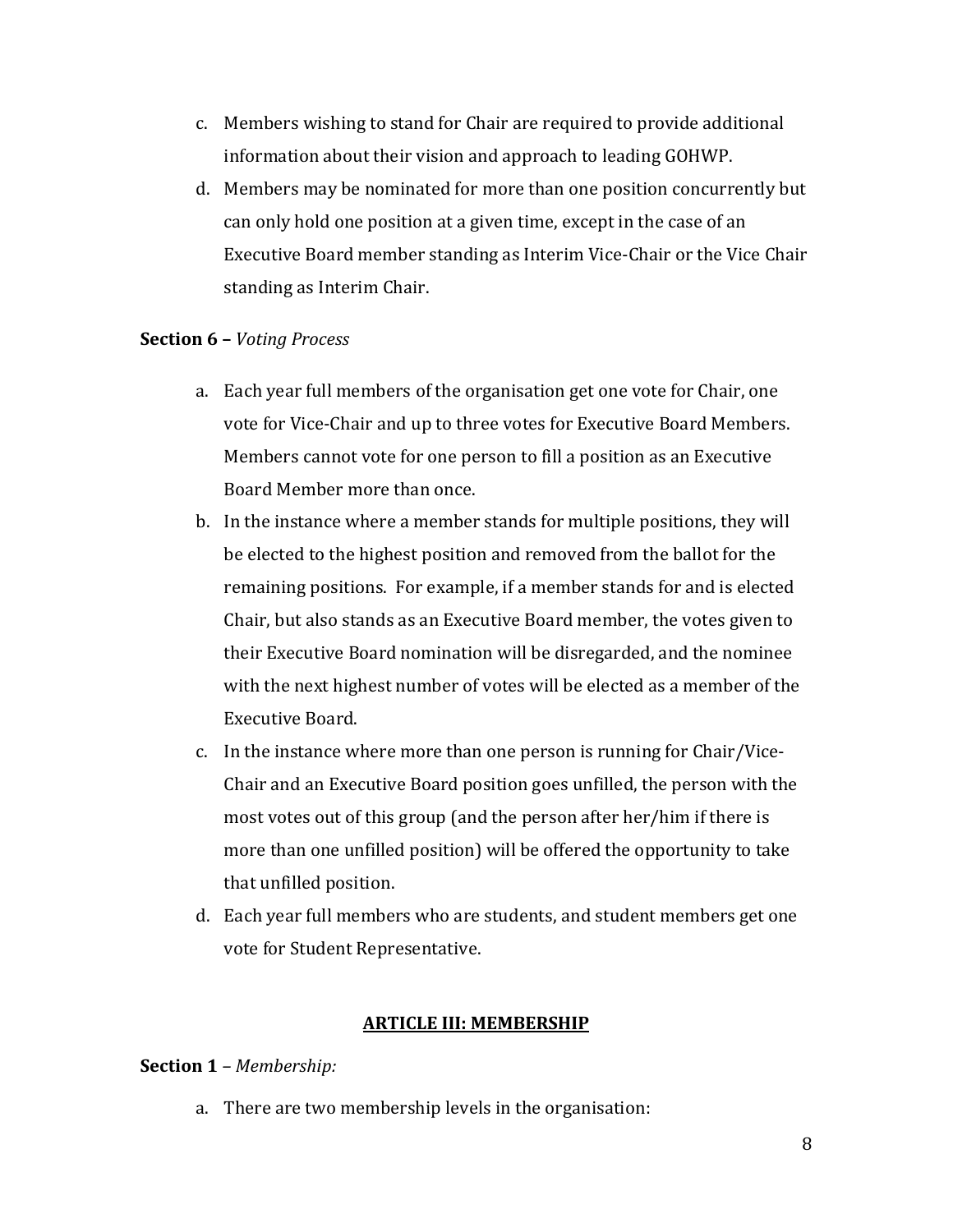c. Members wishing to stand for Chair are required to provide additional information about their vision and approach to leading GOHWP.

d. Members may be nominated for more than one position concurrently but can only hold one position at a given time, except in the case of an Executive Board member standing as Interim Vice-Chair or the Vice Chair standing as Interim Chair.

**Section 6 –** *Voting Process*

a. Each year full members of the organisation get one vote for Chair, one vote for Vice-Chair and up to three votes for Executive Board Members. Members cannot vote for one person to fill a position as an Executive Board Member more than once.

b. In the instance where a member stands for multiple positions, they will be elected to the highest position and removed from the ballot for the remaining positions. For example, if a member stands for and is elected Chair, but also stands as an Executive Board member, the votes given to their Executive Board nomination will be disregarded, and the nominee with the next highest number of votes will be elected as a member of the Executive Board.

c. In the instance where more than one person is running for Chair/Vice-Chair and an Executive Board position goes unfilled, the person with the most votes out of this group (and the person after her/him if there is more than one unfilled position) will be offered the opportunity to take that unfilled position.

d. Each year full members who are students, and student members get one vote for Student Representative.

## ARTICLE III: MEMBERSHIP

**Section 1** – *Membership:*

a. There are two membership levels in the organisation: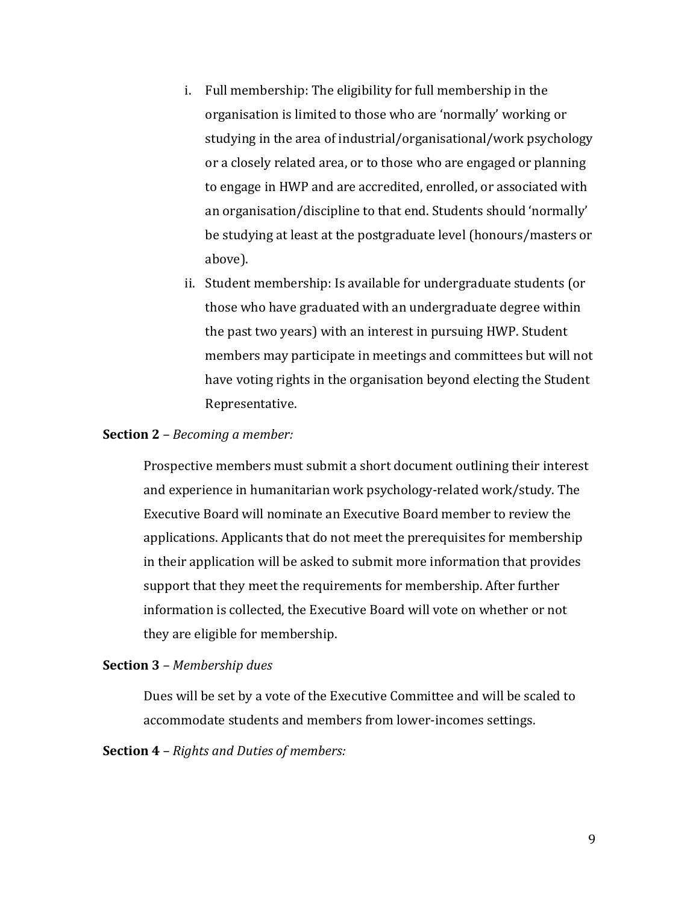i. Full membership: The eligibility for full membership in the organisation is limited to those who are 'normally' working or studying in the area of industrial/organisational/work psychology or a closely related area, or to those who are engaged or planning to engage in HWP and are accredited, enrolled, or associated with an organisation/discipline to that end. Students should 'normally' be studying at least at the postgraduate level (honours/masters or above).

ii. Student membership: Is available for undergraduate students (or those who have graduated with an undergraduate degree within the past two years) with an interest in pursuing HWP. Student members may participate in meetings and committees but will not have voting rights in the organisation beyond electing the Student Representative.

**Section 2** – *Becoming a member:*

Prospective members must submit a short document outlining their interest and experience in humanitarian work psychology-related work/study. The Executive Board will nominate an Executive Board member to review the applications. Applicants that do not meet the prerequisites for membership in their application will be asked to submit more information that provides support that they meet the requirements for membership. After further information is collected, the Executive Board will vote on whether or not they are eligible for membership.

**Section 3** – *Membership dues*

Dues will be set by a vote of the Executive Committee and will be scaled to accommodate students and members from lower-incomes settings.

**Section 4** – *Rights and Duties of members:*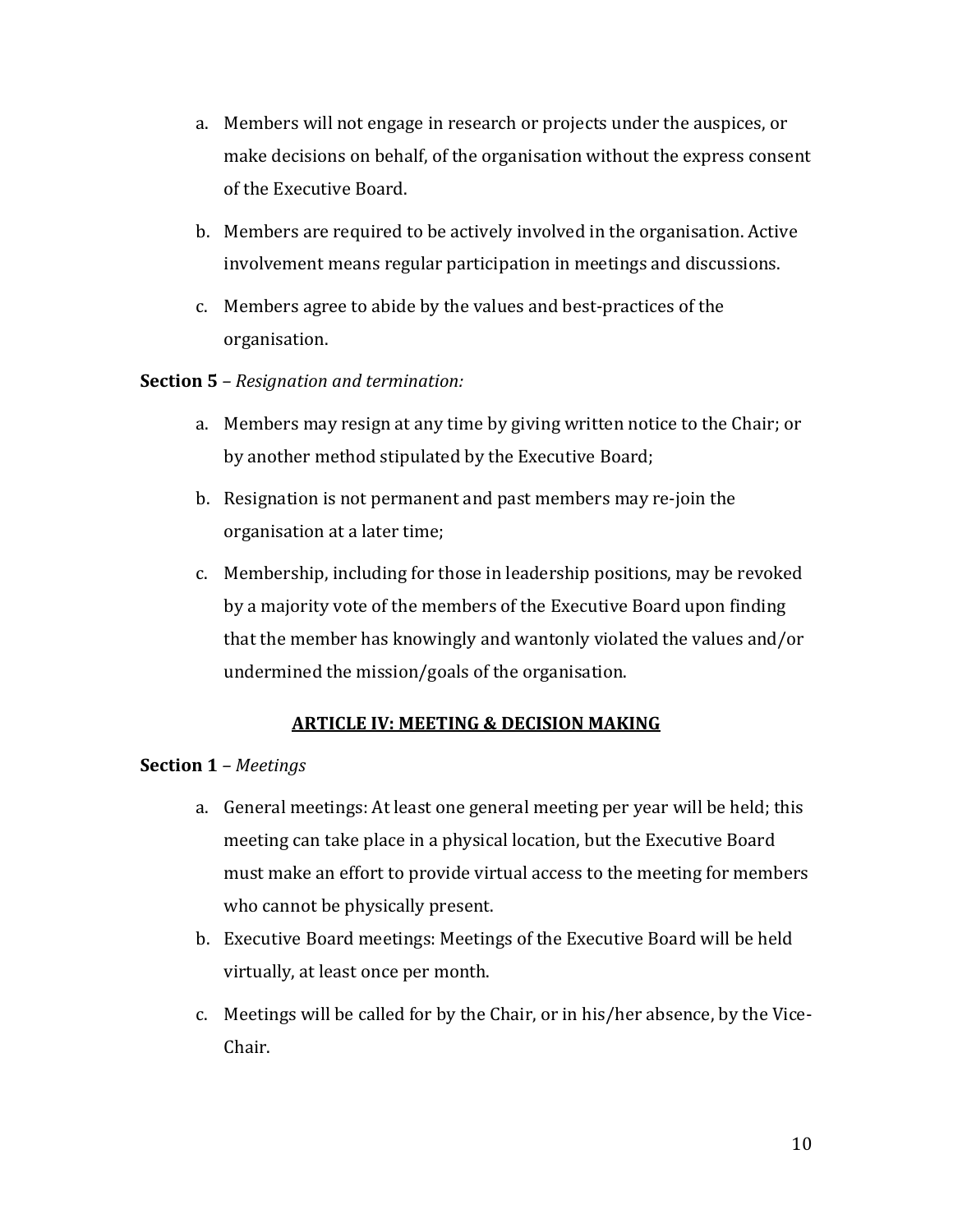a. Members will not engage in research or projects under the auspices, or make decisions on behalf, of the organisation without the express consent of the Executive Board.

b. Members are required to be actively involved in the organisation. Active involvement means regular participation in meetings and discussions.

c. Members agree to abide by the values and best-practices of the organisation.

**Section 5** – *Resignation and termination:*

a. Members may resign at any time by giving written notice to the Chair; or by another method stipulated by the Executive Board;

b. Resignation is not permanent and past members may re-join the organisation at a later time;

c. Membership, including for those in leadership positions, may be revoked by a majority vote of the members of the Executive Board upon finding that the member has knowingly and wantonly violated the values and/or undermined the mission/goals of the organisation.

## ARTICLE IV: MEETING & DECISION MAKING

**Section 1** – *Meetings*

a. General meetings: At least one general meeting per year will be held; this meeting can take place in a physical location, but the Executive Board must make an effort to provide virtual access to the meeting for members who cannot be physically present.

b. Executive Board meetings: Meetings of the Executive Board will be held virtually, at least once per month.

c. Meetings will be called for by the Chair, or in his/her absence, by the Vice-Chair.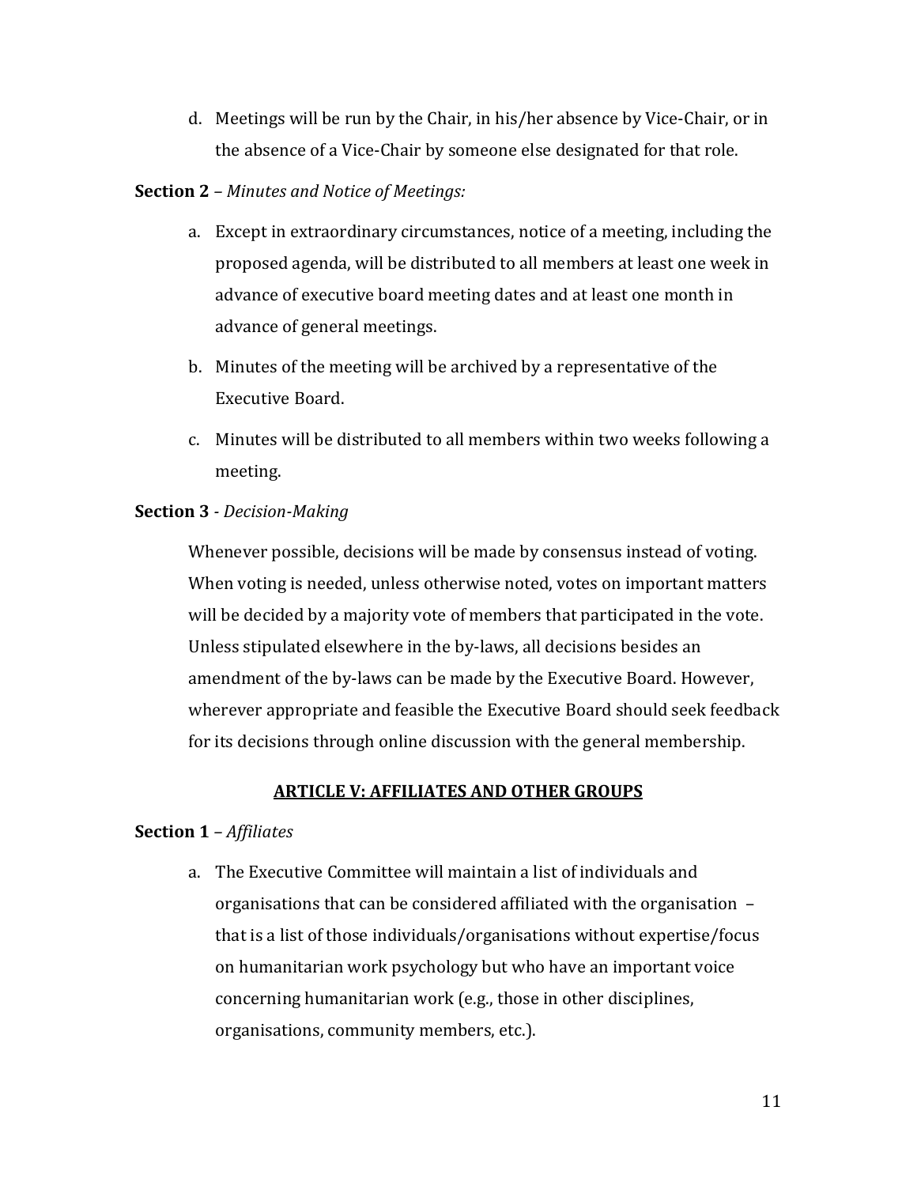d. Meetings will be run by the Chair, in his/her absence by Vice-Chair, or in the absence of a Vice-Chair by someone else designated for that role.

**Section 2** – *Minutes and Notice of Meetings:*

a. Except in extraordinary circumstances, notice of a meeting, including the proposed agenda, will be distributed to all members at least one week in advance of executive board meeting dates and at least one month in advance of general meetings.

b. Minutes of the meeting will be archived by a representative of the Executive Board.

c. Minutes will be distributed to all members within two weeks following a meeting.

**Section 3** - *Decision-Making*

Whenever possible, decisions will be made by consensus instead of voting. When voting is needed, unless otherwise noted, votes on important matters will be decided by a majority vote of members that participated in the vote. Unless stipulated elsewhere in the by-laws, all decisions besides an amendment of the by-laws can be made by the Executive Board. However, wherever appropriate and feasible the Executive Board should seek feedback for its decisions through online discussion with the general membership.

## ARTICLE V: AFFILIATES AND OTHER GROUPS

**Section 1** – *Affiliates*

a. The Executive Committee will maintain a list of individuals and organisations that can be considered affiliated with the organisation – that is a list of those individuals/organisations without expertise/focus on humanitarian work psychology but who have an important voice concerning humanitarian work (e.g., those in other disciplines, organisations, community members, etc.).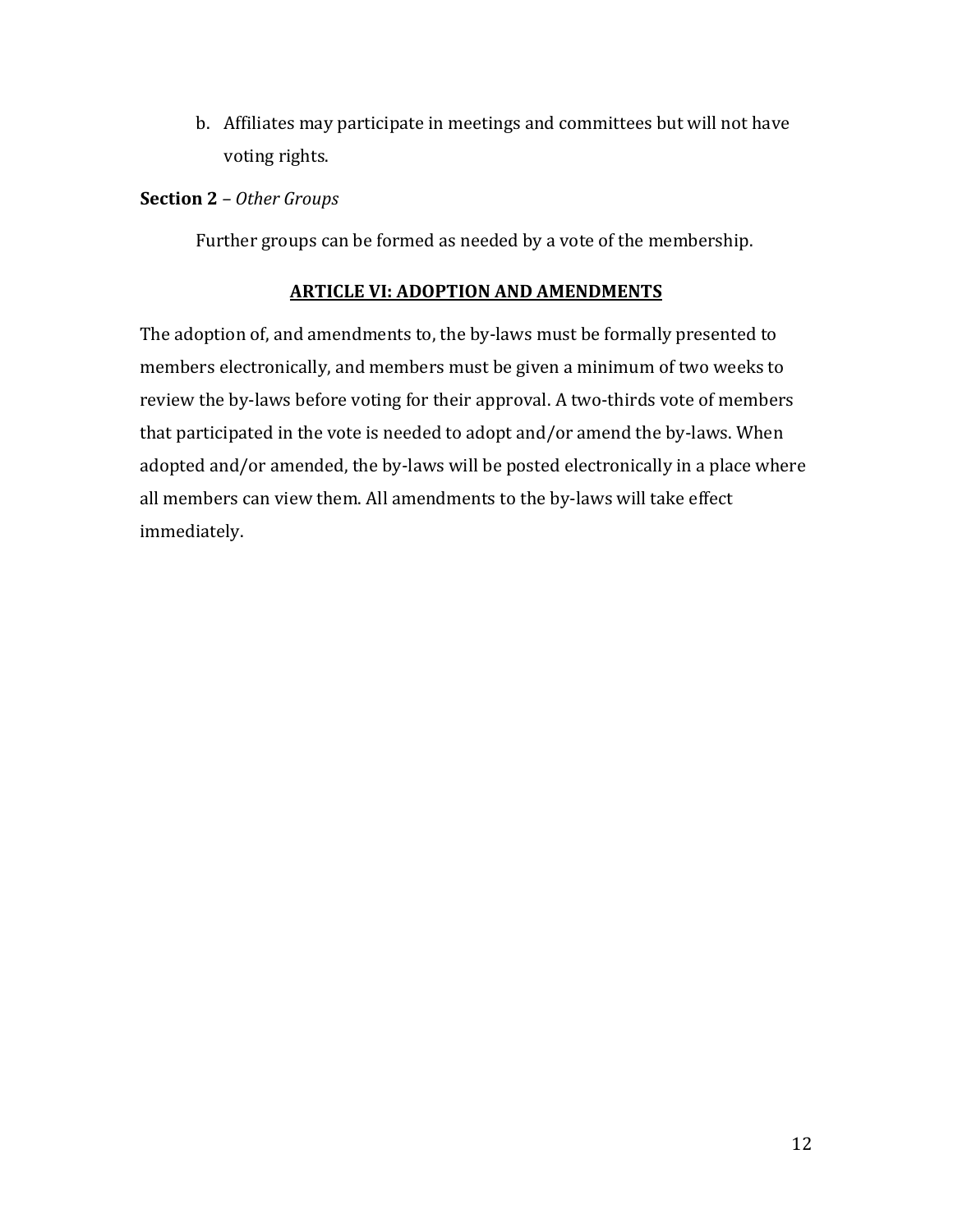b. Affiliates may participate in meetings and committees but will not have voting rights.

**Section 2** – *Other Groups*

Further groups can be formed as needed by a vote of the membership.

## ARTICLE VI: ADOPTION AND AMENDMENTS

The adoption of, and amendments to, the by-laws must be formally presented to members electronically, and members must be given a minimum of two weeks to review the by-laws before voting for their approval. A two-thirds vote of members that participated in the vote is needed to adopt and/or amend the by-laws. When adopted and/or amended, the by-laws will be posted electronically in a place where all members can view them. All amendments to the by-laws will take effect immediately.